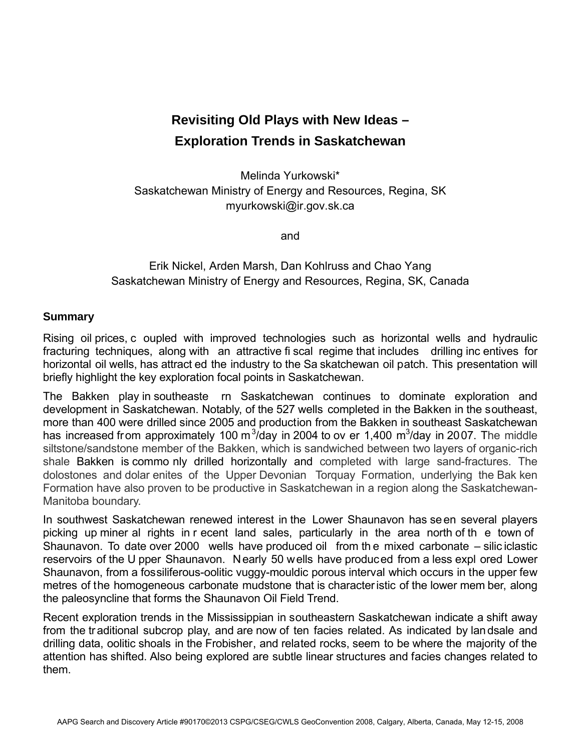# Revisiting Old Plays with New Ideas – Exploration Trends in Saskatchewan

Melinda Yurkowski*
Saskatchewan Ministry of Energy and Resources, Regina, SK
myurkowski@ir.gov.sk.ca

and

Erik Nickel, Arden Marsh, Dan Kohlruss and Chao Yang
Saskatchewan Ministry of Energy and Resources, Regina, SK, Canada

## Summary

Rising oil prices, coupled with improved technologies such as horizontal wells and hydraulic fracturing techniques, along with an attractive fiscal regime that includes drilling incentives for horizontal oil wells, has attracted the industry to the Saskatchewan oil patch. This presentation will briefly highlight the key exploration focal points in Saskatchewan.

The Bakken play in southeastern Saskatchewan continues to dominate exploration and development in Saskatchewan. Notably, of the 527 wells completed in the Bakken in the southeast, more than 400 were drilled since 2005 and production from the Bakken in southeast Saskatchewan has increased from approximately 100 $m^3$/day in 2004 to over 1,400 $m^3$/day in 2007. The middle siltstone/sandstone member of the Bakken, which is sandwiched between two layers of organic-rich shale Bakken is commonly drilled horizontally and completed with large sand-fractures. The dolostones and dolarenites of the Upper Devonian Torquay Formation, underlying the Bakken Formation have also proven to be productive in Saskatchewan in a region along the Saskatchewan-Manitoba boundary.

In southwest Saskatchewan renewed interest in the Lower Shaunavon has seen several players picking up mineral rights in recent land sales, particularly in the area north of the town of Shaunavon. To date over 2000 wells have produced oil from the mixed carbonate – siliciclastic reservoirs of the Upper Shaunavon. Nearly 50 wells have produced from a less explored Lower Shaunavon, from a fossiliferous-oolitic vuggy-mouldic porous interval which occurs in the upper few metres of the homogeneous carbonate mudstone that is characteristic of the lower member, along the paleosyncline that forms the Shaunavon Oil Field Trend.

Recent exploration trends in the Mississippian in southeastern Saskatchewan indicate a shift away from the traditional subcrop play, and are now often facies related. As indicated by landsale and drilling data, oolitic shoals in the Frobisher, and related rocks, seem to be where the majority of the attention has shifted. Also being explored are subtle linear structures and facies changes related to them.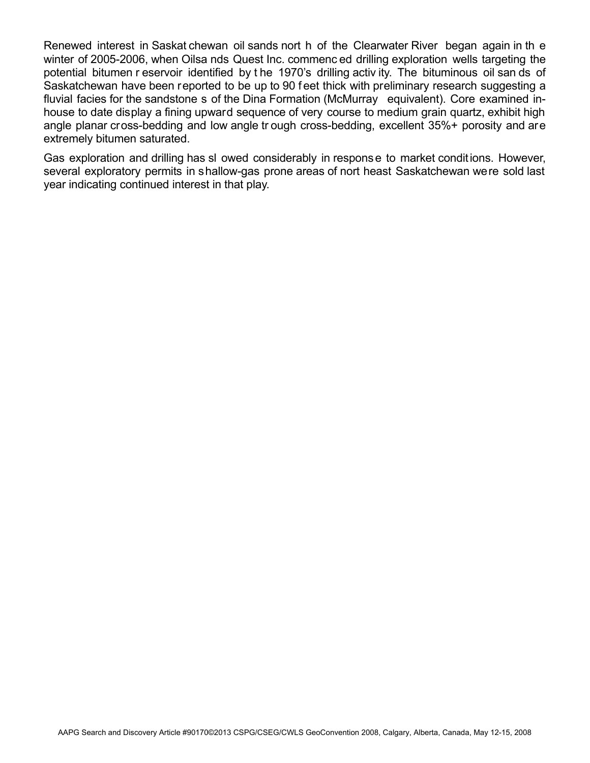Renewed interest in Saskatchewan oil sands north of the Clearwater River began again in the winter of 2005-2006, when Oilsands Quest Inc. commenced drilling exploration wells targeting the potential bitumen reservoir identified by the 1970's drilling activity. The bituminous oil sands of Saskatchewan have been reported to be up to 90 feet thick with preliminary research suggesting a fluvial facies for the sandstones of the Dina Formation (McMurray equivalent). Core examined in-house to date display a fining upward sequence of very course to medium grain quartz, exhibit high angle planar cross-bedding and low angle trough cross-bedding, excellent 35%+ porosity and are extremely bitumen saturated.

Gas exploration and drilling has slowed considerably in response to market conditions. However, several exploratory permits in shallow-gas prone areas of northeast Saskatchewan were sold last year indicating continued interest in that play.